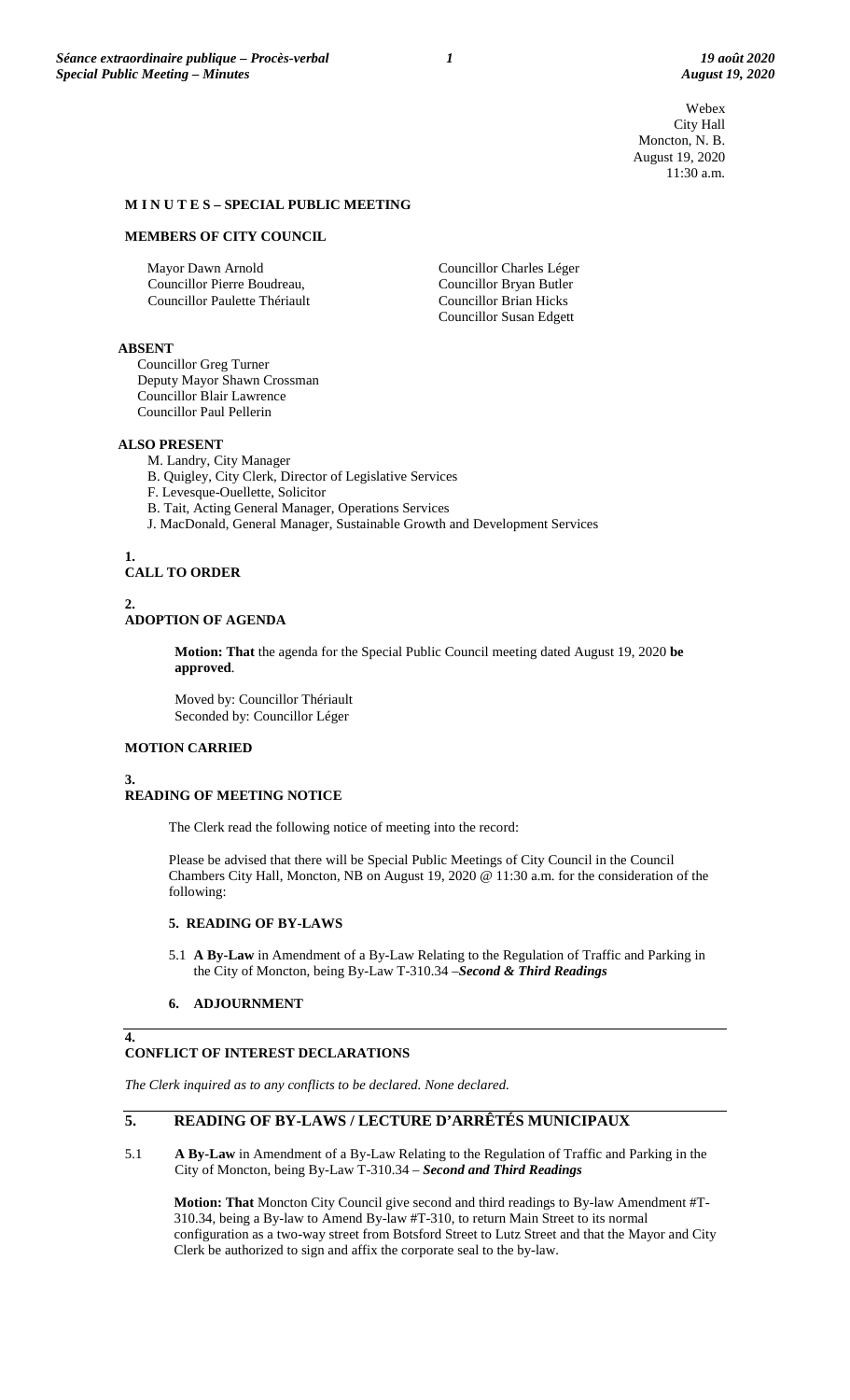Webex
City Hall
Moncton, N. B.
August 19, 2020
11:30 a.m.

**M I N U T E S – SPECIAL PUBLIC MEETING**

**MEMBERS OF CITY COUNCIL**

Mayor Dawn Arnold
Councillor Pierre Boudreau,
Councillor Paulette Thériault
Councillor Charles Léger
Councillor Bryan Butler
Councillor Brian Hicks
Councillor Susan Edgett

**ABSENT**

Councillor Greg Turner
Deputy Mayor Shawn Crossman
Councillor Blair Lawrence
Councillor Paul Pellerin

**ALSO PRESENT**

M. Landry, City Manager
B. Quigley, City Clerk, Director of Legislative Services
F. Levesque-Ouellette, Solicitor
B. Tait, Acting General Manager, Operations Services
J. MacDonald, General Manager, Sustainable Growth and Development Services

## 1. CALL TO ORDER

## 2. ADOPTION OF AGENDA

**Motion: That** the agenda for the Special Public Council meeting dated August 19, 2020 **be approved**.

Moved by: Councillor Thériault
Seconded by: Councillor Léger

**MOTION CARRIED**

## 3. READING OF MEETING NOTICE

The Clerk read the following notice of meeting into the record:

Please be advised that there will be Special Public Meetings of City Council in the Council Chambers City Hall, Moncton, NB on August 19, 2020 @ 11:30 a.m. for the consideration of the following:

**5. READING OF BY-LAWS**

5.1 **A By-Law** in Amendment of a By-Law Relating to the Regulation of Traffic and Parking in the City of Moncton, being By-Law T-310.34 –***Second & Third Readings***

**6. ADJOURNMENT**

## 4. CONFLICT OF INTEREST DECLARATIONS

*The Clerk inquired as to any conflicts to be declared. None declared.*

## 5. READING OF BY-LAWS / LECTURE D'ARRÊTÉS MUNICIPAUX

5.1 **A By-Law** in Amendment of a By-Law Relating to the Regulation of Traffic and Parking in the City of Moncton, being By-Law T-310.34 – ***Second and Third Readings***

**Motion: That** Moncton City Council give second and third readings to By-law Amendment #T-310.34, being a By-law to Amend By-law #T-310, to return Main Street to its normal configuration as a two-way street from Botsford Street to Lutz Street and that the Mayor and City Clerk be authorized to sign and affix the corporate seal to the by-law.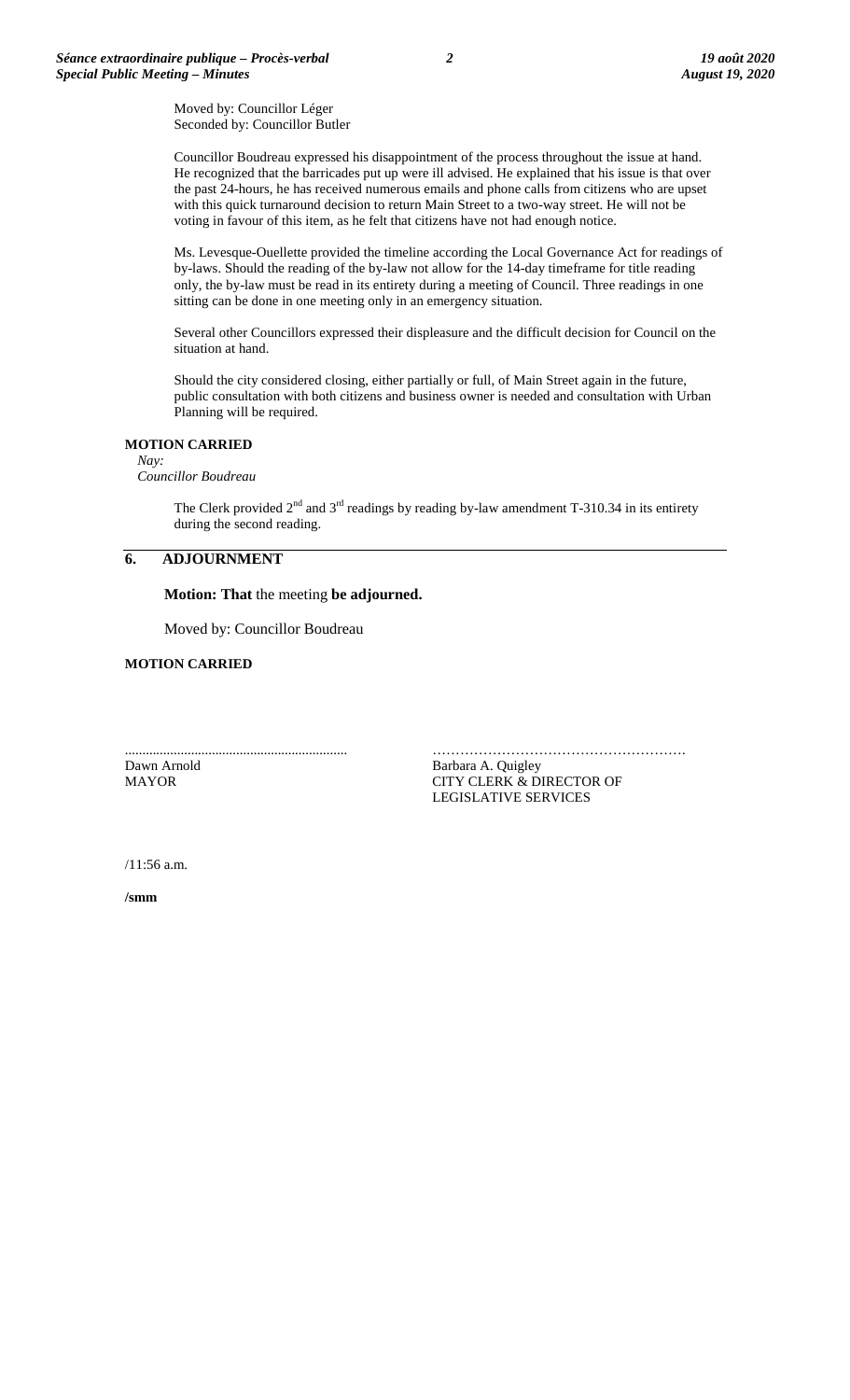Moved by: Councillor Léger
Seconded by: Councillor Butler

Councillor Boudreau expressed his disappointment of the process throughout the issue at hand. He recognized that the barricades put up were ill advised. He explained that his issue is that over the past 24-hours, he has received numerous emails and phone calls from citizens who are upset with this quick turnaround decision to return Main Street to a two-way street. He will not be voting in favour of this item, as he felt that citizens have not had enough notice.

Ms. Levesque-Ouellette provided the timeline according the Local Governance Act for readings of by-laws. Should the reading of the by-law not allow for the 14-day timeframe for title reading only, the by-law must be read in its entirety during a meeting of Council. Three readings in one sitting can be done in one meeting only in an emergency situation.

Several other Councillors expressed their displeasure and the difficult decision for Council on the situation at hand.

Should the city considered closing, either partially or full, of Main Street again in the future, public consultation with both citizens and business owner is needed and consultation with Urban Planning will be required.

**MOTION CARRIED**

*Nay:*
*Councillor Boudreau*

The Clerk provided 2nd and 3rd readings by reading by-law amendment T-310.34 in its entirety during the second reading.

## 6. ADJOURNMENT

**Motion: That** the meeting **be adjourned.**

Moved by: Councillor Boudreau

**MOTION CARRIED**

...............................................................
Dawn Arnold
MAYOR

……………………………………………….
Barbara A. Quigley
CITY CLERK & DIRECTOR OF LEGISLATIVE SERVICES

/11:56 a.m.

**/smm**